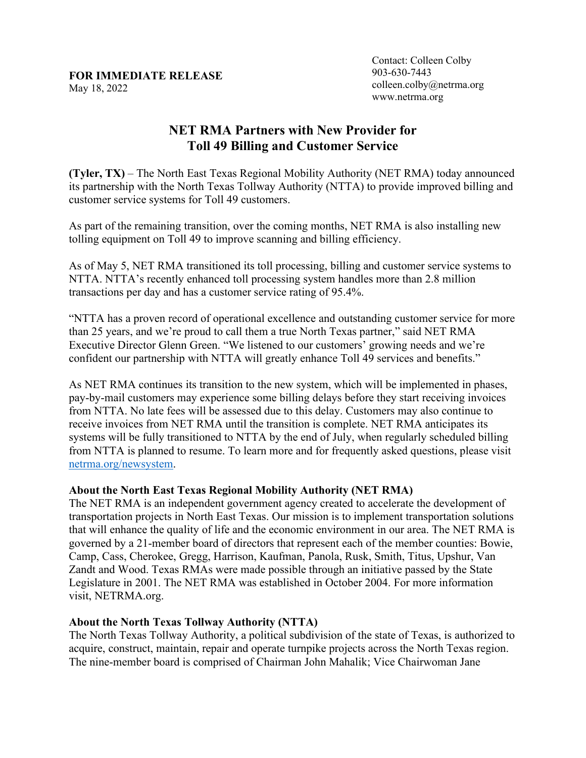**FOR IMMEDIATE RELEASE**
May 18, 2022

Contact: Colleen Colby
903-630-7443
colleen.colby@netrma.org
www.netrma.org

# NET RMA Partners with New Provider for Toll 49 Billing and Customer Service

**(Tyler, TX)** – The North East Texas Regional Mobility Authority (NET RMA) today announced its partnership with the North Texas Tollway Authority (NTTA) to provide improved billing and customer service systems for Toll 49 customers.

As part of the remaining transition, over the coming months, NET RMA is also installing new tolling equipment on Toll 49 to improve scanning and billing efficiency.

As of May 5, NET RMA transitioned its toll processing, billing and customer service systems to NTTA. NTTA's recently enhanced toll processing system handles more than 2.8 million transactions per day and has a customer service rating of 95.4%.

"NTTA has a proven record of operational excellence and outstanding customer service for more than 25 years, and we're proud to call them a true North Texas partner," said NET RMA Executive Director Glenn Green. "We listened to our customers' growing needs and we're confident our partnership with NTTA will greatly enhance Toll 49 services and benefits."

As NET RMA continues its transition to the new system, which will be implemented in phases, pay-by-mail customers may experience some billing delays before they start receiving invoices from NTTA. No late fees will be assessed due to this delay. Customers may also continue to receive invoices from NET RMA until the transition is complete. NET RMA anticipates its systems will be fully transitioned to NTTA by the end of July, when regularly scheduled billing from NTTA is planned to resume. To learn more and for frequently asked questions, please visit netrma.org/newsystem.

**About the North East Texas Regional Mobility Authority (NET RMA)**
The NET RMA is an independent government agency created to accelerate the development of transportation projects in North East Texas. Our mission is to implement transportation solutions that will enhance the quality of life and the economic environment in our area. The NET RMA is governed by a 21-member board of directors that represent each of the member counties: Bowie, Camp, Cass, Cherokee, Gregg, Harrison, Kaufman, Panola, Rusk, Smith, Titus, Upshur, Van Zandt and Wood. Texas RMAs were made possible through an initiative passed by the State Legislature in 2001. The NET RMA was established in October 2004. For more information visit, NETRMA.org.

**About the North Texas Tollway Authority (NTTA)**
The North Texas Tollway Authority, a political subdivision of the state of Texas, is authorized to acquire, construct, maintain, repair and operate turnpike projects across the North Texas region. The nine-member board is comprised of Chairman John Mahalik; Vice Chairwoman Jane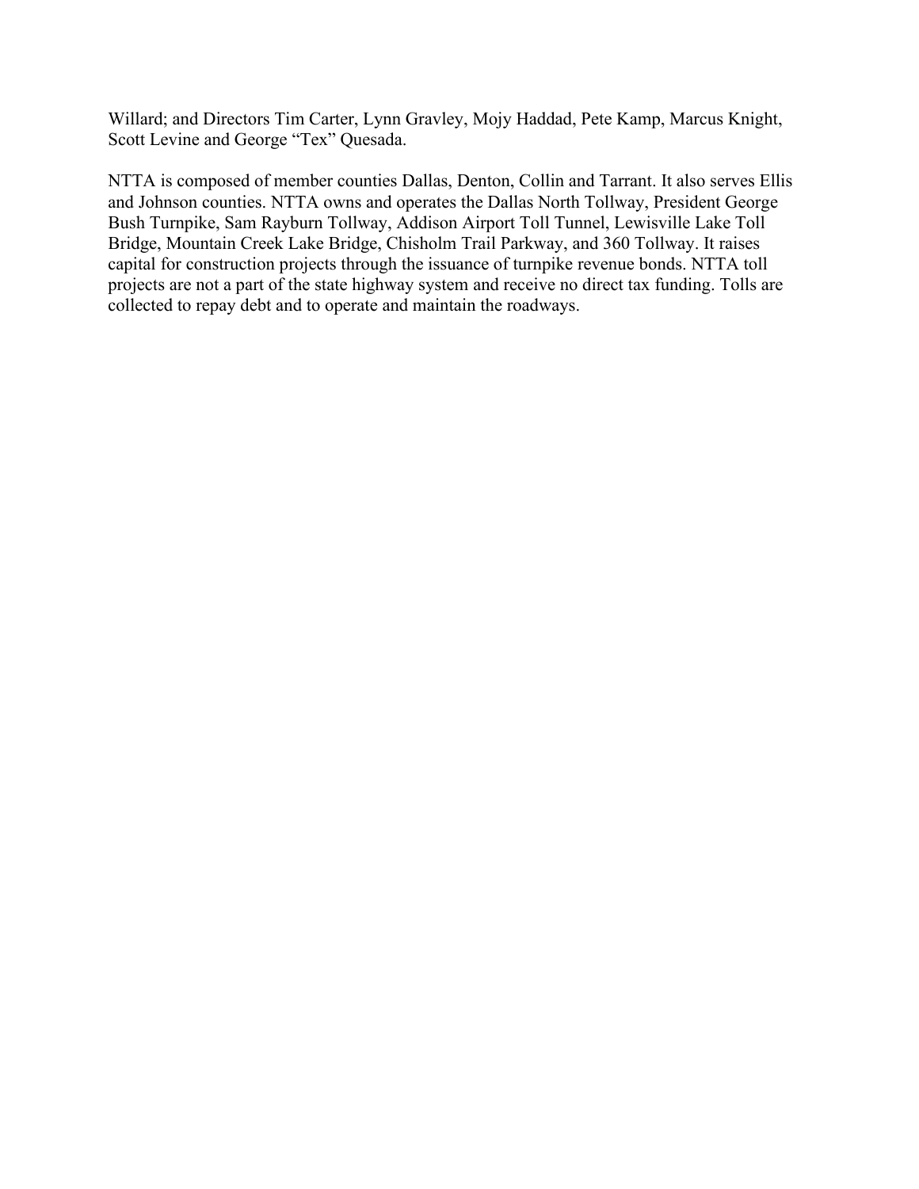Willard; and Directors Tim Carter, Lynn Gravley, Mojy Haddad, Pete Kamp, Marcus Knight, Scott Levine and George “Tex” Quesada.

NTTA is composed of member counties Dallas, Denton, Collin and Tarrant. It also serves Ellis and Johnson counties. NTTA owns and operates the Dallas North Tollway, President George Bush Turnpike, Sam Rayburn Tollway, Addison Airport Toll Tunnel, Lewisville Lake Toll Bridge, Mountain Creek Lake Bridge, Chisholm Trail Parkway, and 360 Tollway. It raises capital for construction projects through the issuance of turnpike revenue bonds. NTTA toll projects are not a part of the state highway system and receive no direct tax funding. Tolls are collected to repay debt and to operate and maintain the roadways.